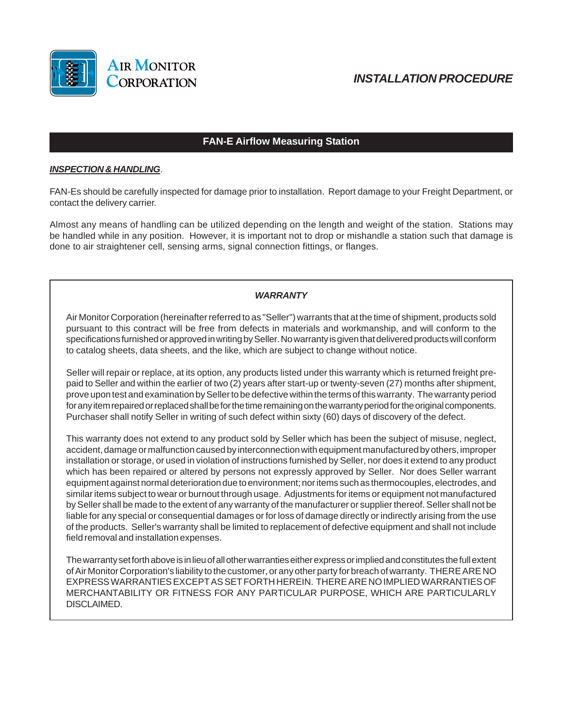AIR MONITOR CORPORATION

*INSTALLATION PROCEDURE*

# FAN-E Airflow Measuring Station

***INSPECTION & HANDLING***.

FAN-Es should be carefully inspected for damage prior to installation. Report damage to your Freight Department, or contact the delivery carrier.

Almost any means of handling can be utilized depending on the length and weight of the station. Stations may be handled while in any position. However, it is important not to drop or mishandle a station such that damage is done to air straightener cell, sensing arms, signal connection fittings, or flanges.

## *WARRANTY*

Air Monitor Corporation (hereinafter referred to as "Seller") warrants that at the time of shipment, products sold pursuant to this contract will be free from defects in materials and workmanship, and will conform to the specifications furnished or approved in writing by Seller. No warranty is given that delivered products will conform to catalog sheets, data sheets, and the like, which are subject to change without notice.

Seller will repair or replace, at its option, any products listed under this warranty which is returned freight pre-paid to Seller and within the earlier of two (2) years after start-up or twenty-seven (27) months after shipment, prove upon test and examination by Seller to be defective within the terms of this warranty. The warranty period for any item repaired or replaced shall be for the time remaining on the warranty period for the original components. Purchaser shall notify Seller in writing of such defect within sixty (60) days of discovery of the defect.

This warranty does not extend to any product sold by Seller which has been the subject of misuse, neglect, accident, damage or malfunction caused by interconnection with equipment manufactured by others, improper installation or storage, or used in violation of instructions furnished by Seller, nor does it extend to any product which has been repaired or altered by persons not expressly approved by Seller. Nor does Seller warrant equipment against normal deterioration due to environment; nor items such as thermocouples, electrodes, and similar items subject to wear or burnout through usage. Adjustments for items or equipment not manufactured by Seller shall be made to the extent of any warranty of the manufacturer or supplier thereof. Seller shall not be liable for any special or consequential damages or for loss of damage directly or indirectly arising from the use of the products. Seller's warranty shall be limited to replacement of defective equipment and shall not include field removal and installation expenses.

The warranty set forth above is in lieu of all other warranties either express or implied and constitutes the full extent of Air Monitor Corporation's liability to the customer, or any other party for breach of warranty. THERE ARE NO EXPRESS WARRANTIES EXCEPT AS SET FORTH HEREIN. THERE ARE NO IMPLIED WARRANTIES OF MERCHANTABILITY OR FITNESS FOR ANY PARTICULAR PURPOSE, WHICH ARE PARTICULARLY DISCLAIMED.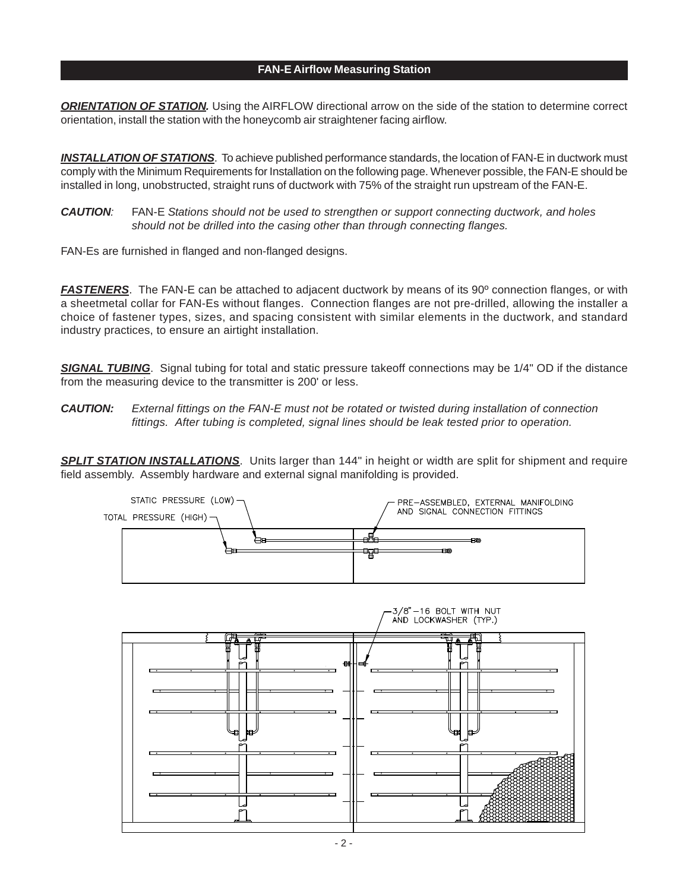## FAN-E Airflow Measuring Station

***ORIENTATION OF STATION.*** Using the AIRFLOW directional arrow on the side of the station to determine correct orientation, install the station with the honeycomb air straightener facing airflow.

***INSTALLATION OF STATIONS***. To achieve published performance standards, the location of FAN-E in ductwork must comply with the Minimum Requirements for Installation on the following page. Whenever possible, the FAN-E should be installed in long, unobstructed, straight runs of ductwork with 75% of the straight run upstream of the FAN-E.

***CAUTION***: FAN-E *Stations should not be used to strengthen or support connecting ductwork, and holes should not be drilled into the casing other than through connecting flanges.*

FAN-Es are furnished in flanged and non-flanged designs.

***FASTENERS***. The FAN-E can be attached to adjacent ductwork by means of its 90º connection flanges, or with a sheetmetal collar for FAN-Es without flanges. Connection flanges are not pre-drilled, allowing the installer a choice of fastener types, sizes, and spacing consistent with similar elements in the ductwork, and standard industry practices, to ensure an airtight installation.

***SIGNAL TUBING***. Signal tubing for total and static pressure takeoff connections may be 1/4" OD if the distance from the measuring device to the transmitter is 200' or less.

***CAUTION:*** *External fittings on the FAN-E must not be rotated or twisted during installation of connection fittings. After tubing is completed, signal lines should be leak tested prior to operation.*

***SPLIT STATION INSTALLATIONS***. Units larger than 144" in height or width are split for shipment and require field assembly. Assembly hardware and external signal manifolding is provided.

STATIC PRESSURE (LOW)

TOTAL PRESSURE (HIGH)

PRE–ASSEMBLED, EXTERNAL MANIFOLDING AND SIGNAL CONNECTION FITTINGS

3/8"–16 BOLT WITH NUT AND LOCKWASHER (TYP.)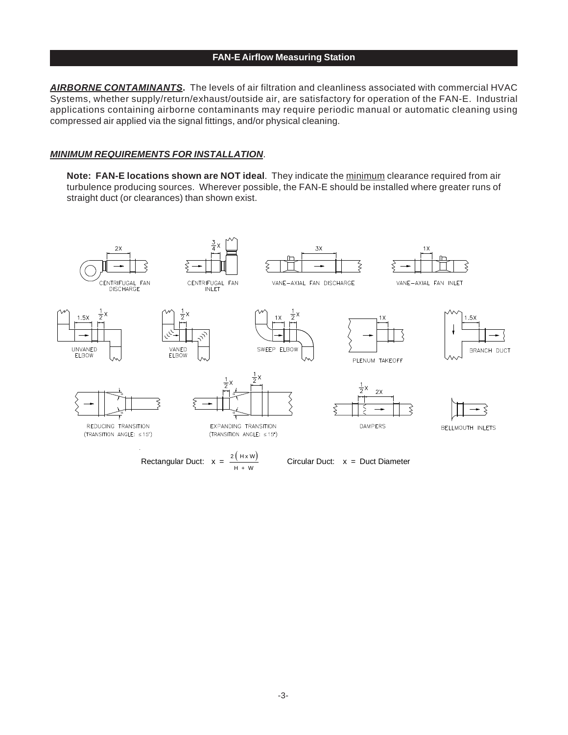## FAN-E Airflow Measuring Station

***AIRBORNE CONTAMINANTS.*** The levels of air filtration and cleanliness associated with commercial HVAC Systems, whether supply/return/exhaust/outside air, are satisfactory for operation of the FAN-E. Industrial applications containing airborne contaminants may require periodic manual or automatic cleaning using compressed air applied via the signal fittings, and/or physical cleaning.

***MINIMUM REQUIREMENTS FOR INSTALLATION***.

**Note: FAN-E locations shown are NOT ideal**. They indicate the minimum clearance required from air turbulence producing sources. Wherever possible, the FAN-E should be installed where greater runs of straight duct (or clearances) than shown exist.

2X — CENTRIFUGAL FAN DISCHARGE

$\frac{3}{4}$X — CENTRIFUGAL FAN INLET

3X — VANE–AXIAL FAN DISCHARGE

1X — VANE–AXIAL FAN INLET

1.5X, $\frac{1}{2}$X — UNVANED ELBOW

$\frac{1}{2}$X — VANED ELBOW

1X, $\frac{1}{2}$X — SWEEP ELBOW

1X — PLENUM TAKEOFF

1.5X — BRANCH DUCT

REDUCING TRANSITION (TRANSITION ANGLE: ≤ 15°)

$\frac{1}{2}$X, $\frac{1}{2}$X — EXPANDING TRANSITION (TRANSITION ANGLE: ≤ 15°)

$\frac{1}{2}$X, 2X — DAMPERS

BELLMOUTH INLETS

Rectangular Duct: $x = \frac{2(H \times W)}{H + W}$ Circular Duct: x = Duct Diameter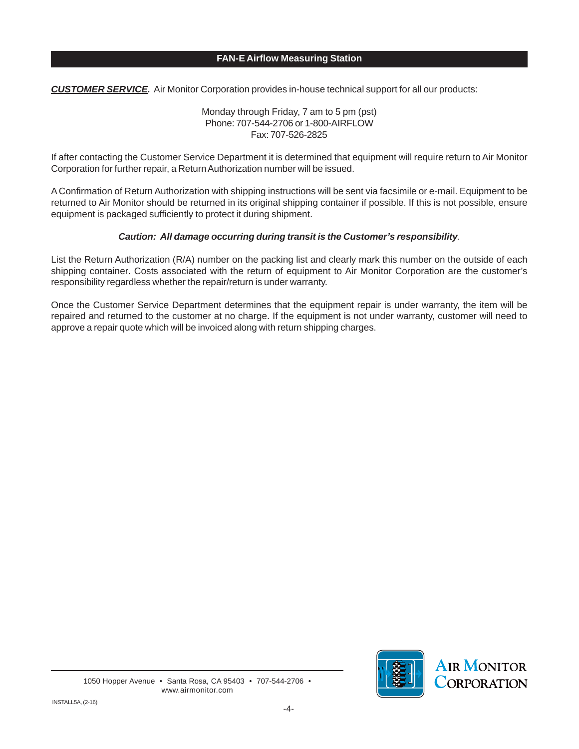***CUSTOMER SERVICE.*** Air Monitor Corporation provides in-house technical support for all our products:

Monday through Friday, 7 am to 5 pm (pst)
Phone: 707-544-2706 or 1-800-AIRFLOW
Fax: 707-526-2825

If after contacting the Customer Service Department it is determined that equipment will require return to Air Monitor Corporation for further repair, a Return Authorization number will be issued.

A Confirmation of Return Authorization with shipping instructions will be sent via facsimile or e-mail. Equipment to be returned to Air Monitor should be returned in its original shipping container if possible. If this is not possible, ensure equipment is packaged sufficiently to protect it during shipment.

***Caution: All damage occurring during transit is the Customer's responsibility.***

List the Return Authorization (R/A) number on the packing list and clearly mark this number on the outside of each shipping container. Costs associated with the return of equipment to Air Monitor Corporation are the customer's responsibility regardless whether the repair/return is under warranty.

Once the Customer Service Department determines that the equipment repair is under warranty, the item will be repaired and returned to the customer at no charge. If the equipment is not under warranty, customer will need to approve a repair quote which will be invoiced along with return shipping charges.

1050 Hopper Avenue • Santa Rosa, CA 95403 • 707-544-2706 • www.airmonitor.com

AIR MONITOR CORPORATION

INSTALL5A, (2-16)